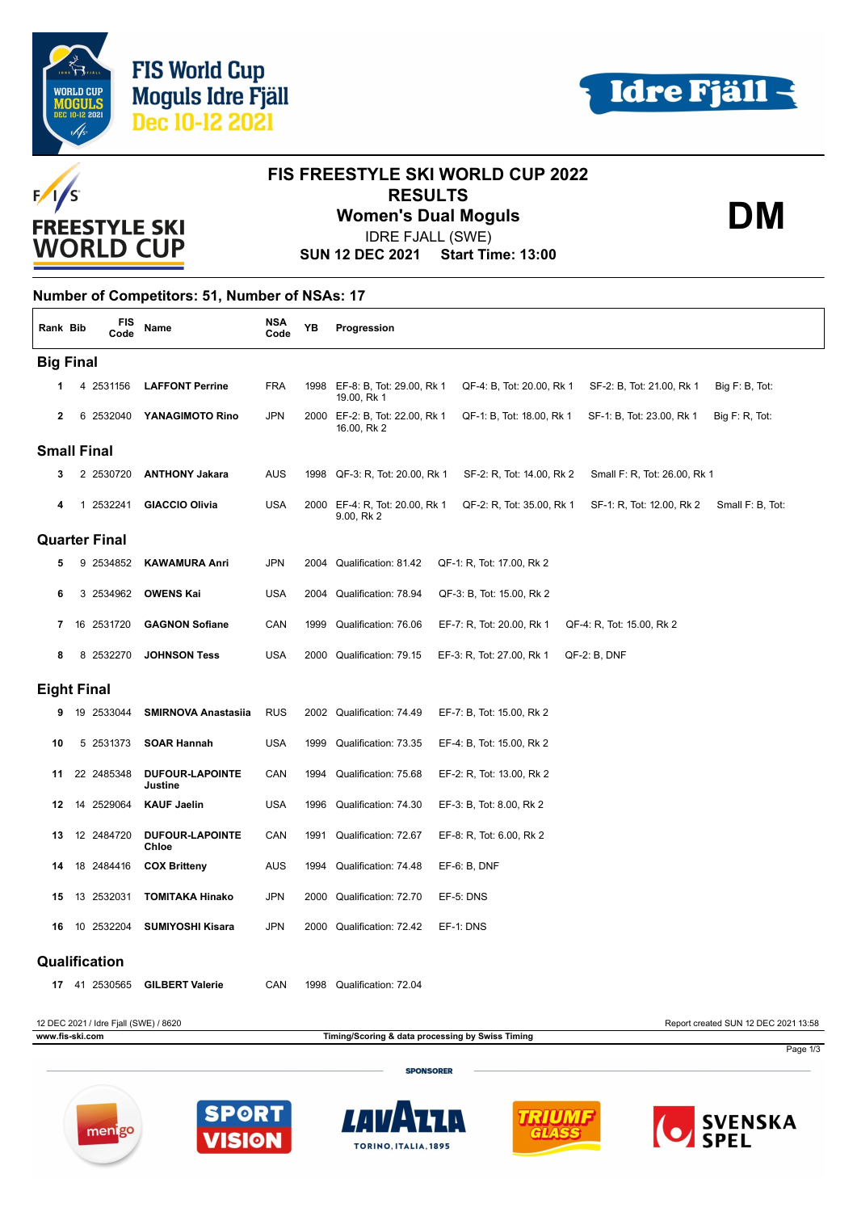# FIS World Cup Moguls Idre Fjäll Dec 10-12 2021

## FIS FREESTYLE SKI WORLD CUP 2022
## RESULTS
## Women's Dual Moguls

**DM**

IDRE FJALL (SWE)

**SUN 12 DEC 2021 Start Time: 13:00**

### Number of Competitors: 51, Number of NSAs: 17

| Rank | Bib | FIS Code | Name | NSA Code | YB | Progression | | | |
|---|---|---|---|---|---|---|---|---|---|
| **Big Final** | | | | | | | | | |
| 1 | 4 | 2531156 | **LAFFONT Perrine** | FRA | 1998 | EF-8: B, Tot: 29.00, Rk 1 | QF-4: B, Tot: 20.00, Rk 1 | SF-2: B, Tot: 21.00, Rk 1 | Big F: B, Tot: 19.00, Rk 1 |
| 2 | 6 | 2532040 | **YANAGIMOTO Rino** | JPN | 2000 | EF-2: B, Tot: 22.00, Rk 1 | QF-1: B, Tot: 18.00, Rk 1 | SF-1: B, Tot: 23.00, Rk 1 | Big F: R, Tot: 16.00, Rk 2 |
| **Small Final** | | | | | | | | | |
| 3 | 2 | 2530720 | **ANTHONY Jakara** | AUS | 1998 | QF-3: R, Tot: 20.00, Rk 1 | SF-2: R, Tot: 14.00, Rk 2 | Small F: R, Tot: 26.00, Rk 1 | |
| 4 | 1 | 2532241 | **GIACCIO Olivia** | USA | 2000 | EF-4: R, Tot: 20.00, Rk 1 | QF-2: R, Tot: 35.00, Rk 1 | SF-1: R, Tot: 12.00, Rk 2 | Small F: B, Tot: 9.00, Rk 2 |
| **Quarter Final** | | | | | | | | | |
| 5 | 9 | 2534852 | **KAWAMURA Anri** | JPN | 2004 | Qualification: 81.42 | QF-1: R, Tot: 17.00, Rk 2 | | |
| 6 | 3 | 2534962 | **OWENS Kai** | USA | 2004 | Qualification: 78.94 | QF-3: B, Tot: 15.00, Rk 2 | | |
| 7 | 16 | 2531720 | **GAGNON Sofiane** | CAN | 1999 | Qualification: 76.06 | EF-7: R, Tot: 20.00, Rk 1 | QF-4: R, Tot: 15.00, Rk 2 | |
| 8 | 8 | 2532270 | **JOHNSON Tess** | USA | 2000 | Qualification: 79.15 | EF-3: R, Tot: 27.00, Rk 1 | QF-2: B, DNF | |
| **Eight Final** | | | | | | | | | |
| 9 | 19 | 2533044 | **SMIRNOVA Anastasiia** | RUS | 2002 | Qualification: 74.49 | EF-7: B, Tot: 15.00, Rk 2 | | |
| 10 | 5 | 2531373 | **SOAR Hannah** | USA | 1999 | Qualification: 73.35 | EF-4: B, Tot: 15.00, Rk 2 | | |
| 11 | 22 | 2485348 | **DUFOUR-LAPOINTE Justine** | CAN | 1994 | Qualification: 75.68 | EF-2: R, Tot: 13.00, Rk 2 | | |
| 12 | 14 | 2529064 | **KAUF Jaelin** | USA | 1996 | Qualification: 74.30 | EF-3: B, Tot: 8.00, Rk 2 | | |
| 13 | 12 | 2484720 | **DUFOUR-LAPOINTE Chloe** | CAN | 1991 | Qualification: 72.67 | EF-8: R, Tot: 6.00, Rk 2 | | |
| 14 | 18 | 2484416 | **COX Britteny** | AUS | 1994 | Qualification: 74.48 | EF-6: B, DNF | | |
| 15 | 13 | 2532031 | **TOMITAKA Hinako** | JPN | 2000 | Qualification: 72.70 | EF-5: DNS | | |
| 16 | 10 | 2532204 | **SUMIYOSHI Kisara** | JPN | 2000 | Qualification: 72.42 | EF-1: DNS | | |
| **Qualification** | | | | | | | | | |
| 17 | 41 | 2530565 | **GILBERT Valerie** | CAN | 1998 | Qualification: 72.04 | | | |

12 DEC 2021 / Idre Fjall (SWE) / 8620 — Report created SUN 12 DEC 2021 13:58

www.fis-ski.com — Timing/Scoring & data processing by Swiss Timing

SPONSORER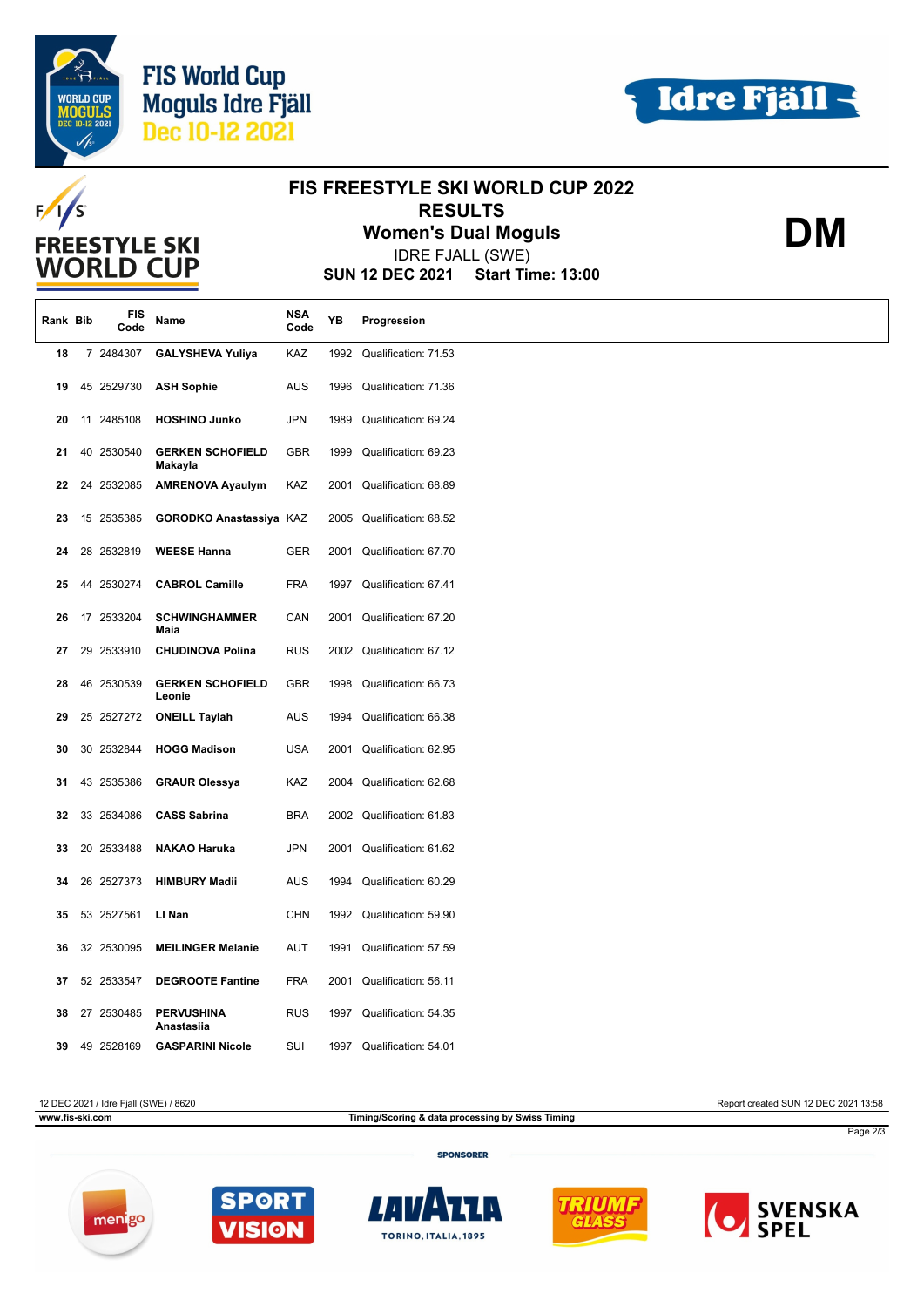## FIS FREESTYLE SKI WORLD CUP 2022

## RESULTS

### Women's Dual Moguls

**DM**

IDRE FJALL (SWE)

**SUN 12 DEC 2021 Start Time: 13:00**

| Rank | Bib | FIS Code | Name | NSA Code | YB | Progression |
|---|---|---|---|---|---|---|
| 18 | 7 | 2484307 | **GALYSHEVA Yuliya** | KAZ | 1992 | Qualification: 71.53 |
| 19 | 45 | 2529730 | **ASH Sophie** | AUS | 1996 | Qualification: 71.36 |
| 20 | 11 | 2485108 | **HOSHINO Junko** | JPN | 1989 | Qualification: 69.24 |
| 21 | 40 | 2530540 | **GERKEN SCHOFIELD Makayla** | GBR | 1999 | Qualification: 69.23 |
| 22 | 24 | 2532085 | **AMRENOVA Ayaulym** | KAZ | 2001 | Qualification: 68.89 |
| 23 | 15 | 2535385 | **GORODKO Anastassiya** | KAZ | 2005 | Qualification: 68.52 |
| 24 | 28 | 2532819 | **WEESE Hanna** | GER | 2001 | Qualification: 67.70 |
| 25 | 44 | 2530274 | **CABROL Camille** | FRA | 1997 | Qualification: 67.41 |
| 26 | 17 | 2533204 | **SCHWINGHAMMER Maia** | CAN | 2001 | Qualification: 67.20 |
| 27 | 29 | 2533910 | **CHUDINOVA Polina** | RUS | 2002 | Qualification: 67.12 |
| 28 | 46 | 2530539 | **GERKEN SCHOFIELD Leonie** | GBR | 1998 | Qualification: 66.73 |
| 29 | 25 | 2527272 | **ONEILL Taylah** | AUS | 1994 | Qualification: 66.38 |
| 30 | 30 | 2532844 | **HOGG Madison** | USA | 2001 | Qualification: 62.95 |
| 31 | 43 | 2535386 | **GRAUR Olessya** | KAZ | 2004 | Qualification: 62.68 |
| 32 | 33 | 2534086 | **CASS Sabrina** | BRA | 2002 | Qualification: 61.83 |
| 33 | 20 | 2533488 | **NAKAO Haruka** | JPN | 2001 | Qualification: 61.62 |
| 34 | 26 | 2527373 | **HIMBURY Madii** | AUS | 1994 | Qualification: 60.29 |
| 35 | 53 | 2527561 | **LI Nan** | CHN | 1992 | Qualification: 59.90 |
| 36 | 32 | 2530095 | **MEILINGER Melanie** | AUT | 1991 | Qualification: 57.59 |
| 37 | 52 | 2533547 | **DEGROOTE Fantine** | FRA | 2001 | Qualification: 56.11 |
| 38 | 27 | 2530485 | **PERVUSHINA Anastasiia** | RUS | 1997 | Qualification: 54.35 |
| 39 | 49 | 2528169 | **GASPARINI Nicole** | SUI | 1997 | Qualification: 54.01 |

12 DEC 2021 / Idre Fjall (SWE) / 8620

Report created SUN 12 DEC 2021 13:58

www.fis-ski.com

Timing/Scoring & data processing by Swiss Timing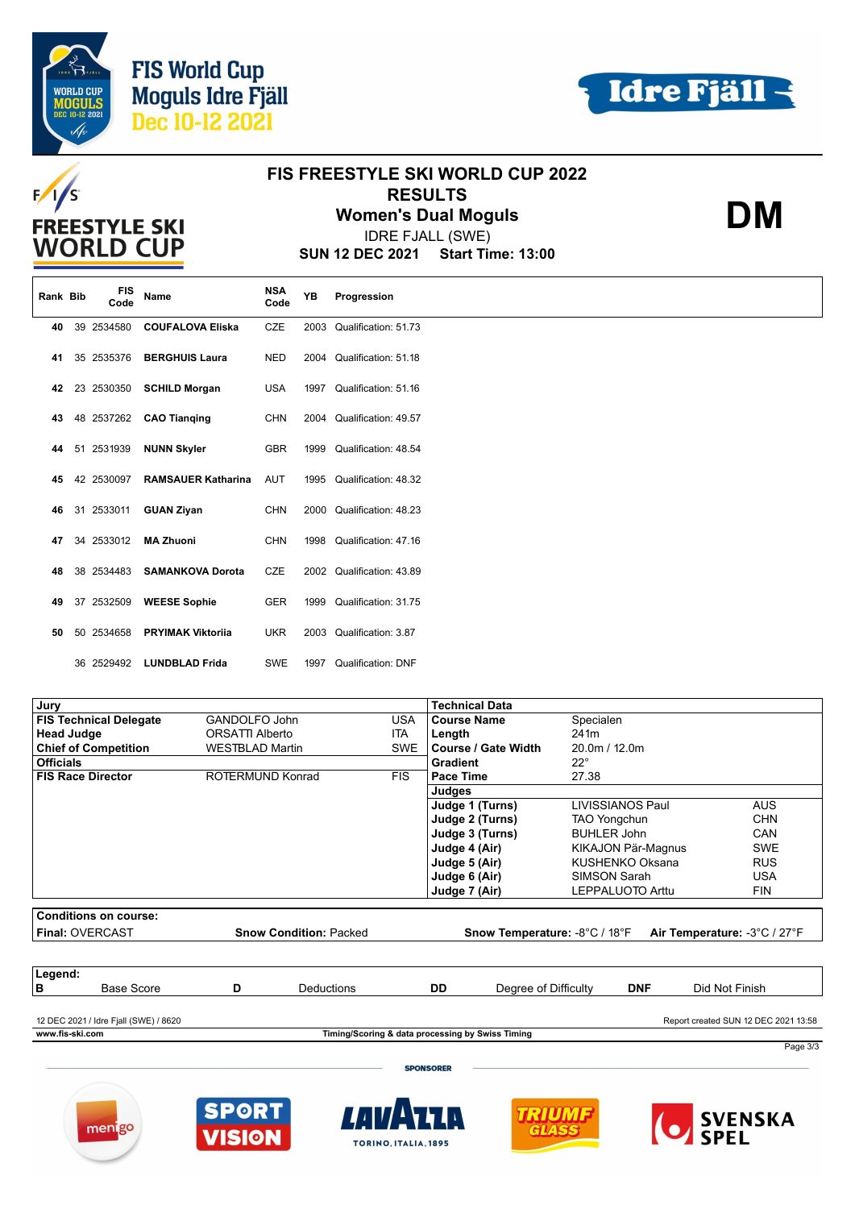# FIS World Cup Moguls Idre Fjäll Dec 10-12 2021

## FIS FREESTYLE SKI WORLD CUP 2022

## RESULTS

### Women's Dual Moguls

IDRE FJALL (SWE)

**SUN 12 DEC 2021 Start Time: 13:00**

**DM**

| Rank | Bib | FIS Code | Name | NSA Code | YB | Progression |
|---|---|---|---|---|---|---|
| 40 | 39 | 2534580 | **COUFALOVA Eliska** | CZE | 2003 | Qualification: 51.73 |
| 41 | 35 | 2535376 | **BERGHUIS Laura** | NED | 2004 | Qualification: 51.18 |
| 42 | 23 | 2530350 | **SCHILD Morgan** | USA | 1997 | Qualification: 51.16 |
| 43 | 48 | 2537262 | **CAO Tianqing** | CHN | 2004 | Qualification: 49.57 |
| 44 | 51 | 2531939 | **NUNN Skyler** | GBR | 1999 | Qualification: 48.54 |
| 45 | 42 | 2530097 | **RAMSAUER Katharina** | AUT | 1995 | Qualification: 48.32 |
| 46 | 31 | 2533011 | **GUAN Ziyan** | CHN | 2000 | Qualification: 48.23 |
| 47 | 34 | 2533012 | **MA Zhuoni** | CHN | 1998 | Qualification: 47.16 |
| 48 | 38 | 2534483 | **SAMANKOVA Dorota** | CZE | 2002 | Qualification: 43.89 |
| 49 | 37 | 2532509 | **WEESE Sophie** | GER | 1999 | Qualification: 31.75 |
| 50 | 50 | 2534658 | **PRYIMAK Viktoriia** | UKR | 2003 | Qualification: 3.87 |
| | 36 | 2529492 | **LUNDBLAD Frida** | SWE | 1997 | Qualification: DNF |

| **Jury** | | |
|---|---|---|
| **FIS Technical Delegate** | GANDOLFO John | USA |
| **Head Judge** | ORSATTI Alberto | ITA |
| **Chief of Competition** | WESTBLAD Martin | SWE |
| **Officials** | | |
| **FIS Race Director** | ROTERMUND Konrad | FIS |

| **Technical Data** | | |
|---|---|---|
| **Course Name** | Specialen | |
| **Length** | 241m | |
| **Course / Gate Width** | 20.0m / 12.0m | |
| **Gradient** | 22° | |
| **Pace Time** | 27.38 | |
| **Judges** | | |
| **Judge 1 (Turns)** | LIVISSIANOS Paul | AUS |
| **Judge 2 (Turns)** | TAO Yongchun | CHN |
| **Judge 3 (Turns)** | BUHLER John | CAN |
| **Judge 4 (Air)** | KIKAJON Pär-Magnus | SWE |
| **Judge 5 (Air)** | KUSHENKO Oksana | RUS |
| **Judge 6 (Air)** | SIMSON Sarah | USA |
| **Judge 7 (Air)** | LEPPALUOTO Arttu | FIN |

**Conditions on course:**

**Final:** OVERCAST | **Snow Condition:** Packed | **Snow Temperature:** -8°C / 18°F | **Air Temperature:** -3°C / 27°F

**Legend:**

| | | | | | | | |
|---|---|---|---|---|---|---|---|
| **B** | Base Score | **D** | Deductions | **DD** | Degree of Difficulty | **DNF** | Did Not Finish |

12 DEC 2021 / Idre Fjall (SWE) / 8620 — Report created SUN 12 DEC 2021 13:58

www.fis-ski.com — Timing/Scoring & data processing by Swiss Timing

SPONSORER